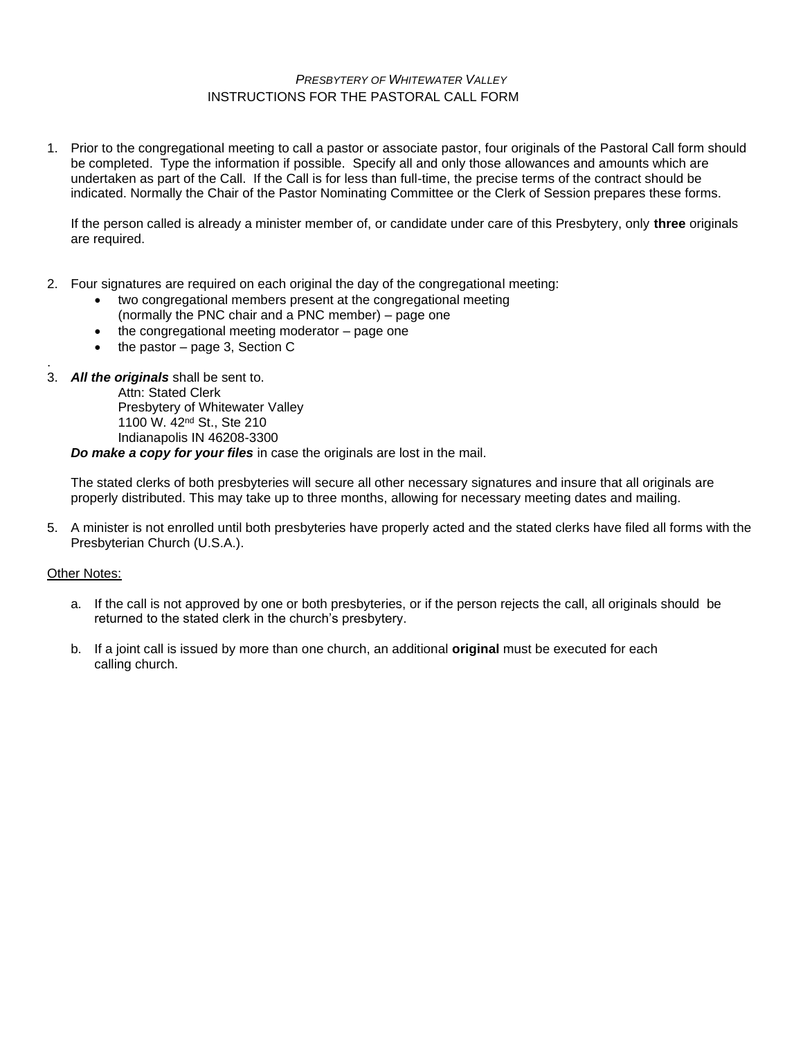*PRESBYTERY OF WHITEWATER VALLEY*

# INSTRUCTIONS FOR THE PASTORAL CALL FORM

1. Prior to the congregational meeting to call a pastor or associate pastor, four originals of the Pastoral Call form should be completed. Type the information if possible. Specify all and only those allowances and amounts which are undertaken as part of the Call. If the Call is for less than full-time, the precise terms of the contract should be indicated. Normally the Chair of the Pastor Nominating Committee or the Clerk of Session prepares these forms.

   If the person called is already a minister member of, or candidate under care of this Presbytery, only **three** originals are required.

2. Four signatures are required on each original the day of the congregational meeting:
   - two congregational members present at the congregational meeting (normally the PNC chair and a PNC member) – page one
   - the congregational meeting moderator – page one
   - the pastor – page 3, Section C

.

3. ***All the originals*** shall be sent to.

   Attn: Stated Clerk
   Presbytery of Whitewater Valley
   1100 W. 42nd St., Ste 210
   Indianapolis IN 46208-3300

   ***Do make a copy for your files*** in case the originals are lost in the mail.

   The stated clerks of both presbyteries will secure all other necessary signatures and insure that all originals are properly distributed. This may take up to three months, allowing for necessary meeting dates and mailing.

5. A minister is not enrolled until both presbyteries have properly acted and the stated clerks have filed all forms with the Presbyterian Church (U.S.A.).

<u>Other Notes:</u>

a. If the call is not approved by one or both presbyteries, or if the person rejects the call, all originals should be returned to the stated clerk in the church's presbytery.

b. If a joint call is issued by more than one church, an additional **original** must be executed for each calling church.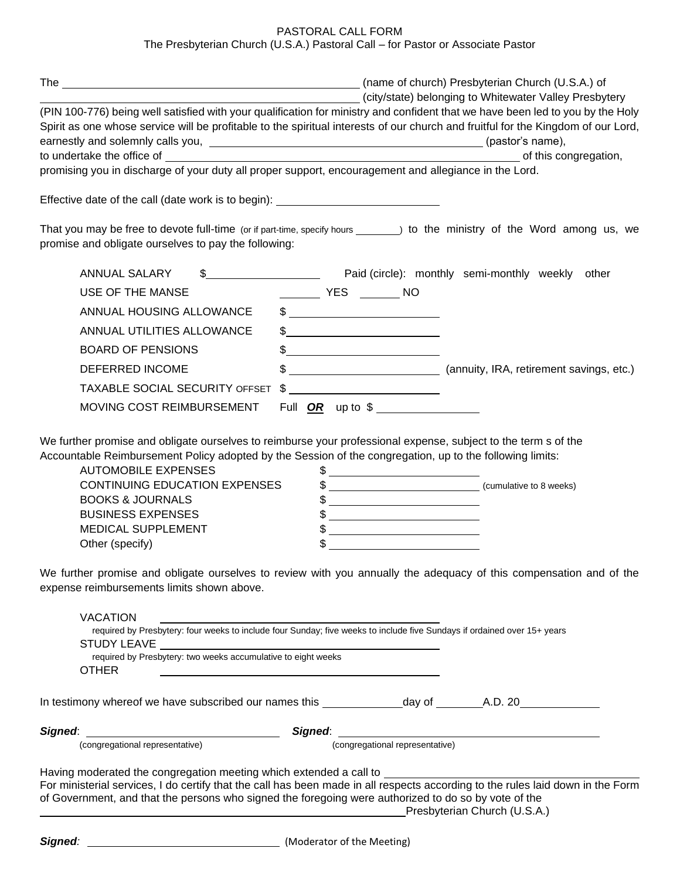PASTORAL CALL FORM
The Presbyterian Church (U.S.A.) Pastoral Call – for Pastor or Associate Pastor

The ________________________________________ (name of church) Presbyterian Church (U.S.A.) of ________________________________________ (city/state) belonging to Whitewater Valley Presbytery (PIN 100-776) being well satisfied with your qualification for ministry and confident that we have been led to you by the Holy Spirit as one whose service will be profitable to the spiritual interests of our church and fruitful for the Kingdom of our Lord, earnestly and solemnly calls you, ________________________________________ (pastor's name), to undertake the office of ________________________________________ of this congregation, promising you in discharge of your duty all proper support, encouragement and allegiance in the Lord.

Effective date of the call (date work is to begin): ______________________

That you may be free to devote full-time (or if part-time, specify hours ________) to the ministry of the Word among us, we promise and obligate ourselves to pay the following:

| | | |
|---|---|---|
| ANNUAL SALARY | $________________ | Paid (circle): monthly semi-monthly weekly other |
| USE OF THE MANSE | ______ YES ______ NO | |
| ANNUAL HOUSING ALLOWANCE | $ ______________________ | |
| ANNUAL UTILITIES ALLOWANCE | $ ______________________ | |
| BOARD OF PENSIONS | $ ______________________ | |
| DEFERRED INCOME | $ ______________________ | (annuity, IRA, retirement savings, etc.) |
| TAXABLE SOCIAL SECURITY OFFSET | $ ______________________ | |
| MOVING COST REIMBURSEMENT | Full ***OR*** up to $ ______________ | |

We further promise and obligate ourselves to reimburse your professional expense, subject to the term s of the Accountable Reimbursement Policy adopted by the Session of the congregation, up to the following limits:

| | | |
|---|---|---|
| AUTOMOBILE EXPENSES | $ ______________________ | |
| CONTINUING EDUCATION EXPENSES | $ ______________________ | (cumulative to 8 weeks) |
| BOOKS & JOURNALS | $ ______________________ | |
| BUSINESS EXPENSES | $ ______________________ | |
| MEDICAL SUPPLEMENT | $ ______________________ | |
| Other (specify) | $ ______________________ | |

We further promise and obligate ourselves to review with you annually the adequacy of this compensation and of the expense reimbursements limits shown above.

VACATION ________________________________________
required by Presbytery: four weeks to include four Sunday; five weeks to include five Sundays if ordained over 15+ years

STUDY LEAVE ________________________________________
required by Presbytery: two weeks accumulative to eight weeks

OTHER ________________________________________

In testimony whereof we have subscribed our names this ____________day of ________A.D. 20____________

***Signed***: ____________________________ (congregational representative) ***Signed***: ____________________________ (congregational representative)

Having moderated the congregation meeting which extended a call to ________________________________________
For ministerial services, I do certify that the call has been made in all respects according to the rules laid down in the Form of Government, and that the persons who signed the foregoing were authorized to do so by vote of the ________________________________________Presbyterian Church (U.S.A.)

***Signed:*** ____________________________ (Moderator of the Meeting)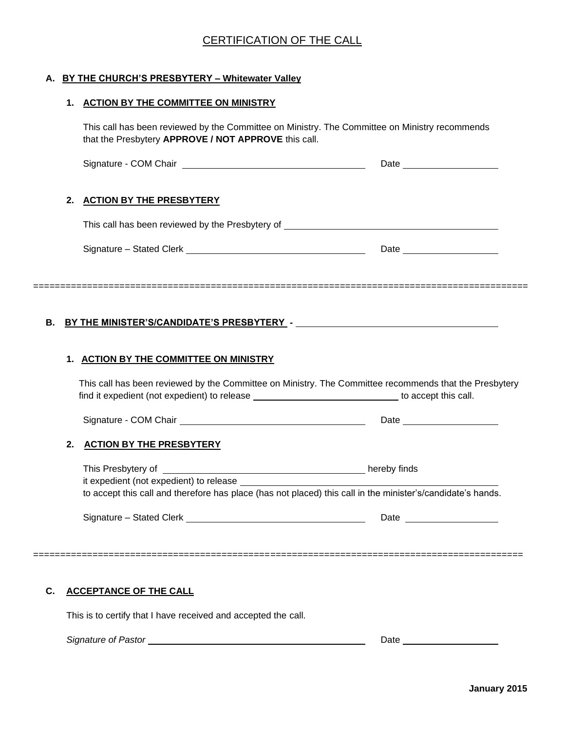# CERTIFICATION OF THE CALL

**A. BY THE CHURCH'S PRESBYTERY – Whitewater Valley**

**1. ACTION BY THE COMMITTEE ON MINISTRY**

This call has been reviewed by the Committee on Ministry. The Committee on Ministry recommends that the Presbytery **APPROVE / NOT APPROVE** this call.

Signature - COM Chair ______________________________ Date ________________

**2. ACTION BY THE PRESBYTERY**

This call has been reviewed by the Presbytery of ______________________________

Signature – Stated Clerk ______________________________ Date ________________

==========================================================================================

**B. BY THE MINISTER'S/CANDIDATE'S PRESBYTERY -** ______________________________

**1. ACTION BY THE COMMITTEE ON MINISTRY**

This call has been reviewed by the Committee on Ministry. The Committee recommends that the Presbytery find it expedient (not expedient) to release ______________________ to accept this call.

Signature - COM Chair ______________________________ Date ________________

**2. ACTION BY THE PRESBYTERY**

This Presbytery of ______________________________ hereby finds it expedient (not expedient) to release ______________________________ to accept this call and therefore has place (has not placed) this call in the minister's/candidate's hands.

Signature – Stated Clerk ______________________________ Date ________________

==========================================================================================

**C. ACCEPTANCE OF THE CALL**

This is to certify that I have received and accepted the call.

*Signature of Pastor* ______________________________ Date ________________

**January 2015**